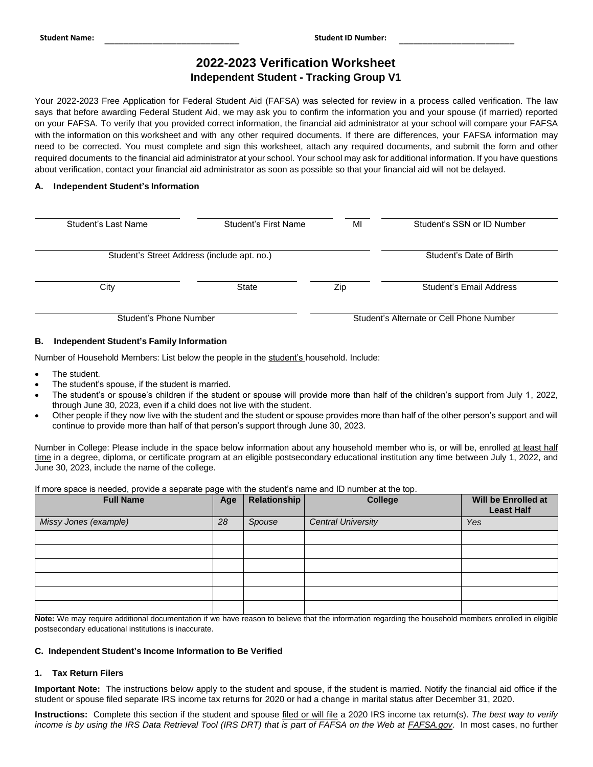**Student Name:** ______________________________ **Student ID Number:** __________________________

# 2022-2023 Verification Worksheet

## Independent Student - Tracking Group V1

Your 2022-2023 Free Application for Federal Student Aid (FAFSA) was selected for review in a process called verification. The law says that before awarding Federal Student Aid, we may ask you to confirm the information you and your spouse (if married) reported on your FAFSA. To verify that you provided correct information, the financial aid administrator at your school will compare your FAFSA with the information on this worksheet and with any other required documents. If there are differences, your FAFSA information may need to be corrected. You must complete and sign this worksheet, attach any required documents, and submit the form and other required documents to the financial aid administrator at your school. Your school may ask for additional information. If you have questions about verification, contact your financial aid administrator as soon as possible so that your financial aid will not be delayed.

### A. Independent Student's Information

| | | | |
|---|---|---|---|
| Student's Last Name | Student's First Name | MI | Student's SSN or ID Number |
| Student's Street Address (include apt. no.) | | | Student's Date of Birth |
| City | State | Zip | Student's Email Address |
| Student's Phone Number | | Student's Alternate or Cell Phone Number | |

### B. Independent Student's Family Information

Number of Household Members: List below the people in the student's household. Include:

- The student.
- The student's spouse, if the student is married.
- The student's or spouse's children if the student or spouse will provide more than half of the children's support from July 1, 2022, through June 30, 2023, even if a child does not live with the student.
- Other people if they now live with the student and the student or spouse provides more than half of the other person's support and will continue to provide more than half of that person's support through June 30, 2023.

Number in College: Please include in the space below information about any household member who is, or will be, enrolled at least half time in a degree, diploma, or certificate program at an eligible postsecondary educational institution any time between July 1, 2022, and June 30, 2023, include the name of the college.

If more space is needed, provide a separate page with the student's name and ID number at the top.

| Full Name | Age | Relationship | College | Will be Enrolled at Least Half |
|---|---|---|---|---|
| *Missy Jones (example)* | *28* | *Spouse* | *Central University* | *Yes* |
| | | | | |
| | | | | |
| | | | | |
| | | | | |
| | | | | |
| | | | | |

**Note:** We may require additional documentation if we have reason to believe that the information regarding the household members enrolled in eligible postsecondary educational institutions is inaccurate.

### C. Independent Student's Income Information to Be Verified

#### 1. Tax Return Filers

**Important Note:** The instructions below apply to the student and spouse, if the student is married. Notify the financial aid office if the student or spouse filed separate IRS income tax returns for 2020 or had a change in marital status after December 31, 2020.

**Instructions:** Complete this section if the student and spouse filed or will file a 2020 IRS income tax return(s). *The best way to verify income is by using the IRS Data Retrieval Tool (IRS DRT) that is part of FAFSA on the Web at FAFSA.gov*. In most cases, no further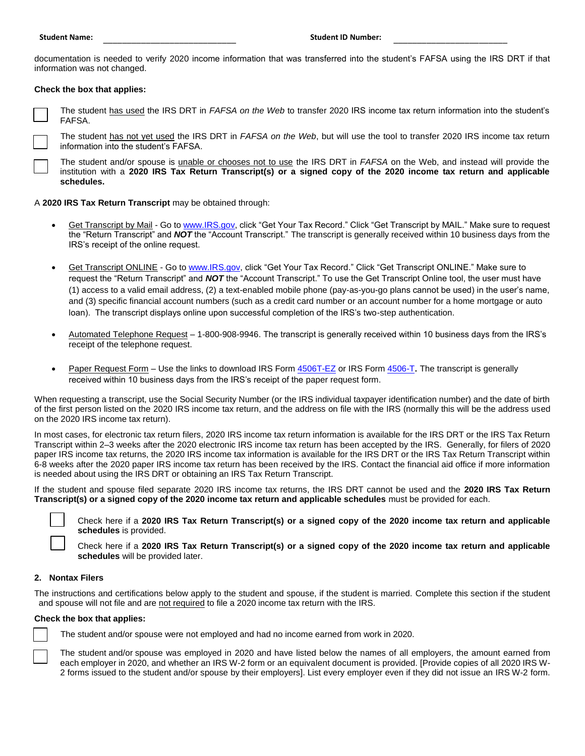Student Name: ______________________________ Student ID Number: __________________________

documentation is needed to verify 2020 income information that was transferred into the student's FAFSA using the IRS DRT if that information was not changed.

**Check the box that applies:**

☐ The student has used the IRS DRT in *FAFSA on the Web* to transfer 2020 IRS income tax return information into the student's FAFSA.

☐ The student has not yet used the IRS DRT in *FAFSA on the Web*, but will use the tool to transfer 2020 IRS income tax return information into the student's FAFSA.

☐ The student and/or spouse is unable or chooses not to use the IRS DRT in *FAFSA* on the Web, and instead will provide the institution with a **2020 IRS Tax Return Transcript(s) or a signed copy of the 2020 income tax return and applicable schedules.**

A **2020 IRS Tax Return Transcript** may be obtained through:

- Get Transcript by Mail - Go to www.IRS.gov, click "Get Your Tax Record." Click "Get Transcript by MAIL." Make sure to request the "Return Transcript" and ***NOT*** the "Account Transcript." The transcript is generally received within 10 business days from the IRS's receipt of the online request.
- Get Transcript ONLINE - Go to www.IRS.gov, click "Get Your Tax Record." Click "Get Transcript ONLINE." Make sure to request the "Return Transcript" and ***NOT*** the "Account Transcript." To use the Get Transcript Online tool, the user must have (1) access to a valid email address, (2) a text-enabled mobile phone (pay-as-you-go plans cannot be used) in the user's name, and (3) specific financial account numbers (such as a credit card number or an account number for a home mortgage or auto loan). The transcript displays online upon successful completion of the IRS's two-step authentication.
- Automated Telephone Request – 1-800-908-9946. The transcript is generally received within 10 business days from the IRS's receipt of the telephone request.
- Paper Request Form – Use the links to download IRS Form 4506T-EZ or IRS Form 4506-T**.** The transcript is generally received within 10 business days from the IRS's receipt of the paper request form.

When requesting a transcript, use the Social Security Number (or the IRS individual taxpayer identification number) and the date of birth of the first person listed on the 2020 IRS income tax return, and the address on file with the IRS (normally this will be the address used on the 2020 IRS income tax return).

In most cases, for electronic tax return filers, 2020 IRS income tax return information is available for the IRS DRT or the IRS Tax Return Transcript within 2–3 weeks after the 2020 electronic IRS income tax return has been accepted by the IRS. Generally, for filers of 2020 paper IRS income tax returns, the 2020 IRS income tax information is available for the IRS DRT or the IRS Tax Return Transcript within 6-8 weeks after the 2020 paper IRS income tax return has been received by the IRS. Contact the financial aid office if more information is needed about using the IRS DRT or obtaining an IRS Tax Return Transcript.

If the student and spouse filed separate 2020 IRS income tax returns, the IRS DRT cannot be used and the **2020 IRS Tax Return Transcript(s) or a signed copy of the 2020 income tax return and applicable schedules** must be provided for each.

☐ Check here if a **2020 IRS Tax Return Transcript(s) or a signed copy of the 2020 income tax return and applicable schedules** is provided.

☐ Check here if a **2020 IRS Tax Return Transcript(s) or a signed copy of the 2020 income tax return and applicable schedules** will be provided later.

### 2. Nontax Filers

The instructions and certifications below apply to the student and spouse, if the student is married. Complete this section if the student and spouse will not file and are not required to file a 2020 income tax return with the IRS.

**Check the box that applies:**

☐ The student and/or spouse were not employed and had no income earned from work in 2020.

☐ The student and/or spouse was employed in 2020 and have listed below the names of all employers, the amount earned from each employer in 2020, and whether an IRS W-2 form or an equivalent document is provided. [Provide copies of all 2020 IRS W-2 forms issued to the student and/or spouse by their employers]. List every employer even if they did not issue an IRS W-2 form.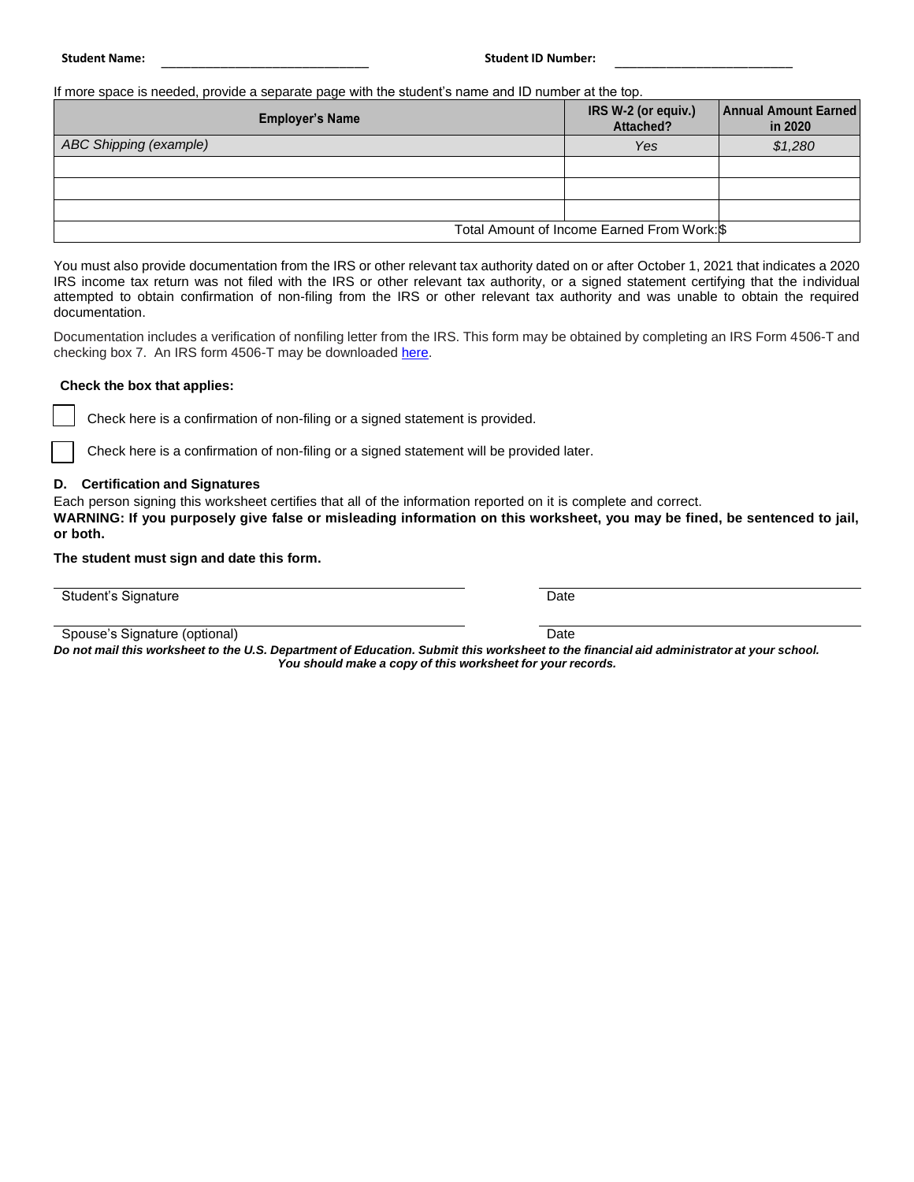**Student Name:** ______________________________ **Student ID Number:** __________________________

If more space is needed, provide a separate page with the student's name and ID number at the top.

| Employer's Name | IRS W-2 (or equiv.) Attached? | Annual Amount Earned in 2020 |
|---|---|---|
| *ABC Shipping (example)* | *Yes* | *$1,280* |
| | | |
| | | |
| | | |
| Total Amount of Income Earned From Work: | | $ |

You must also provide documentation from the IRS or other relevant tax authority dated on or after October 1, 2021 that indicates a 2020 IRS income tax return was not filed with the IRS or other relevant tax authority, or a signed statement certifying that the individual attempted to obtain confirmation of non-filing from the IRS or other relevant tax authority and was unable to obtain the required documentation.

Documentation includes a verification of nonfiling letter from the IRS. This form may be obtained by completing an IRS Form 4506-T and checking box 7. An IRS form 4506-T may be downloaded here.

**Check the box that applies:**

☐ Check here is a confirmation of non-filing or a signed statement is provided.

☐ Check here is a confirmation of non-filing or a signed statement will be provided later.

### D. Certification and Signatures

Each person signing this worksheet certifies that all of the information reported on it is complete and correct.

**WARNING: If you purposely give false or misleading information on this worksheet, you may be fined, be sentenced to jail, or both.**

**The student must sign and date this form.**

______________________________ ______________________________
Student's Signature Date

______________________________ ______________________________
Spouse's Signature (optional) Date

***Do not mail this worksheet to the U.S. Department of Education. Submit this worksheet to the financial aid administrator at your school. You should make a copy of this worksheet for your records.***